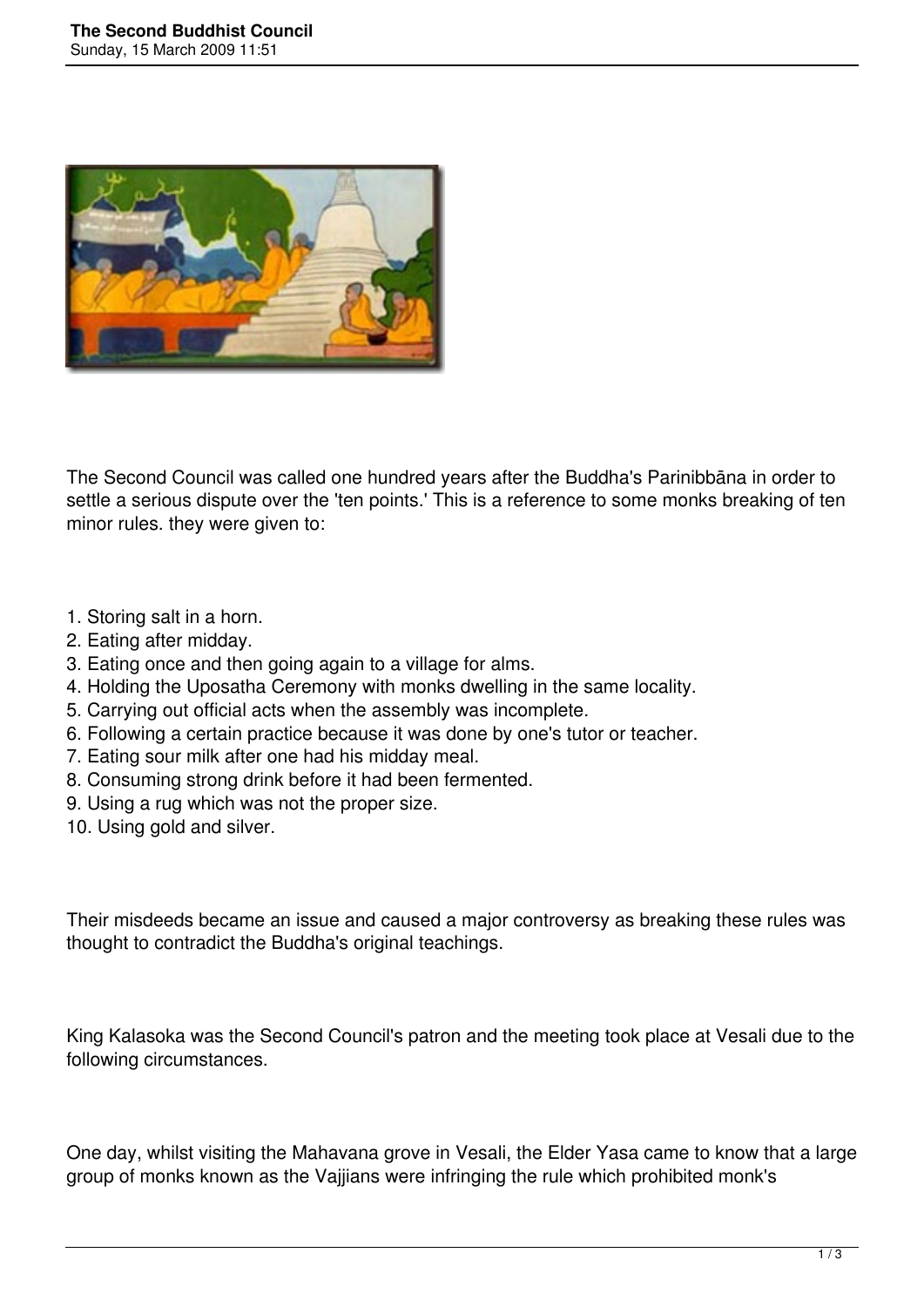The Second Council was called one hundred years after the Buddha's Parinibbāna in order to settle a serious dispute over the 'ten points.' This is a reference to some monks breaking of ten minor rules. they were given to:

1. Storing salt in a horn.
2. Eating after midday.
3. Eating once and then going again to a village for alms.
4. Holding the Uposatha Ceremony with monks dwelling in the same locality.
5. Carrying out official acts when the assembly was incomplete.
6. Following a certain practice because it was done by one's tutor or teacher.
7. Eating sour milk after one had his midday meal.
8. Consuming strong drink before it had been fermented.
9. Using a rug which was not the proper size.
10. Using gold and silver.

Their misdeeds became an issue and caused a major controversy as breaking these rules was thought to contradict the Buddha's original teachings.

King Kalasoka was the Second Council's patron and the meeting took place at Vesali due to the following circumstances.

One day, whilst visiting the Mahavana grove in Vesali, the Elder Yasa came to know that a large group of monks known as the Vajjians were infringing the rule which prohibited monk's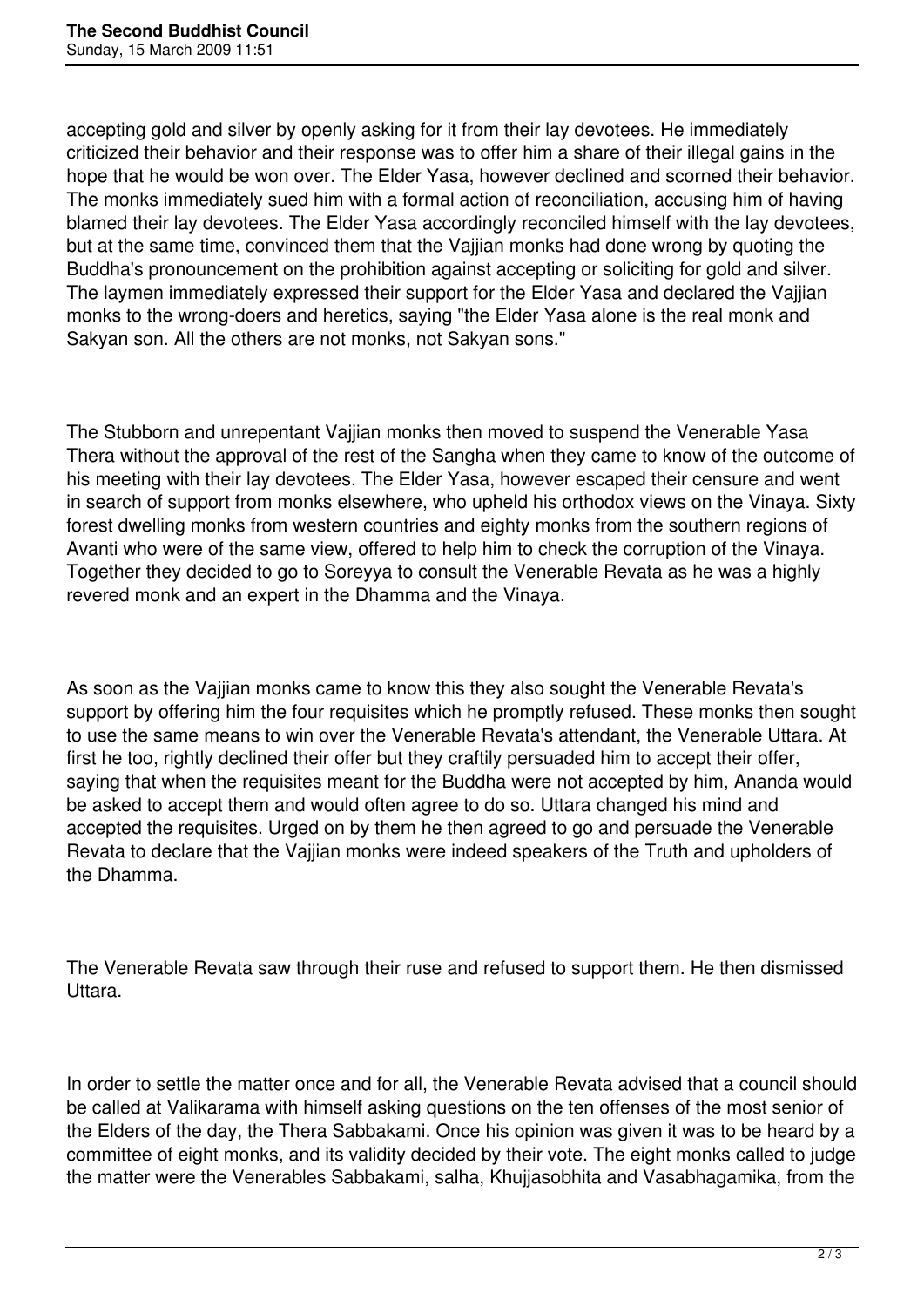accepting gold and silver by openly asking for it from their lay devotees. He immediately criticized their behavior and their response was to offer him a share of their illegal gains in the hope that he would be won over. The Elder Yasa, however declined and scorned their behavior. The monks immediately sued him with a formal action of reconciliation, accusing him of having blamed their lay devotees. The Elder Yasa accordingly reconciled himself with the lay devotees, but at the same time, convinced them that the Vajjian monks had done wrong by quoting the Buddha's pronouncement on the prohibition against accepting or soliciting for gold and silver. The laymen immediately expressed their support for the Elder Yasa and declared the Vajjian monks to the wrong-doers and heretics, saying "the Elder Yasa alone is the real monk and Sakyan son. All the others are not monks, not Sakyan sons."

The Stubborn and unrepentant Vajjian monks then moved to suspend the Venerable Yasa Thera without the approval of the rest of the Sangha when they came to know of the outcome of his meeting with their lay devotees. The Elder Yasa, however escaped their censure and went in search of support from monks elsewhere, who upheld his orthodox views on the Vinaya. Sixty forest dwelling monks from western countries and eighty monks from the southern regions of Avanti who were of the same view, offered to help him to check the corruption of the Vinaya. Together they decided to go to Soreyya to consult the Venerable Revata as he was a highly revered monk and an expert in the Dhamma and the Vinaya.

As soon as the Vajjian monks came to know this they also sought the Venerable Revata's support by offering him the four requisites which he promptly refused. These monks then sought to use the same means to win over the Venerable Revata's attendant, the Venerable Uttara. At first he too, rightly declined their offer but they craftily persuaded him to accept their offer, saying that when the requisites meant for the Buddha were not accepted by him, Ananda would be asked to accept them and would often agree to do so. Uttara changed his mind and accepted the requisites. Urged on by them he then agreed to go and persuade the Venerable Revata to declare that the Vajjian monks were indeed speakers of the Truth and upholders of the Dhamma.

The Venerable Revata saw through their ruse and refused to support them. He then dismissed Uttara.

In order to settle the matter once and for all, the Venerable Revata advised that a council should be called at Valikarama with himself asking questions on the ten offenses of the most senior of the Elders of the day, the Thera Sabbakami. Once his opinion was given it was to be heard by a committee of eight monks, and its validity decided by their vote. The eight monks called to judge the matter were the Venerables Sabbakami, salha, Khujjasobhita and Vasabhagamika, from the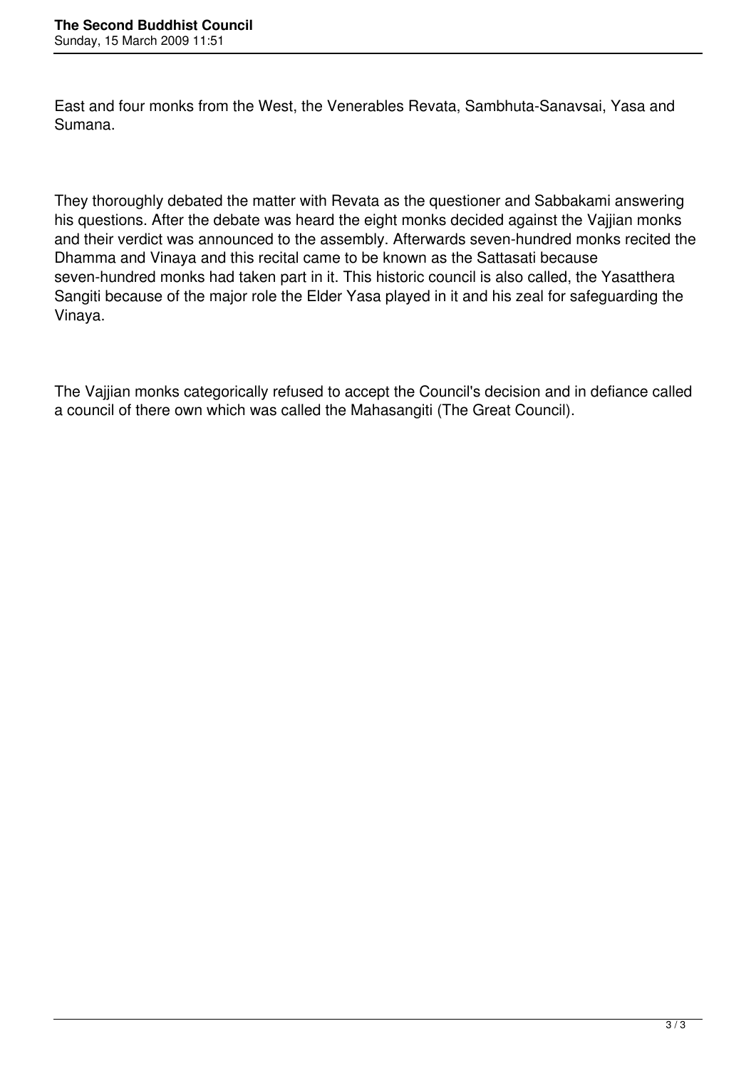East and four monks from the West, the Venerables Revata, Sambhuta-Sanavsai, Yasa and Sumana.

They thoroughly debated the matter with Revata as the questioner and Sabbakami answering his questions. After the debate was heard the eight monks decided against the Vajjian monks and their verdict was announced to the assembly. Afterwards seven-hundred monks recited the Dhamma and Vinaya and this recital came to be known as the Sattasati because seven-hundred monks had taken part in it. This historic council is also called, the Yasatthera Sangiti because of the major role the Elder Yasa played in it and his zeal for safeguarding the Vinaya.

The Vajjian monks categorically refused to accept the Council's decision and in defiance called a council of there own which was called the Mahasangiti (The Great Council).